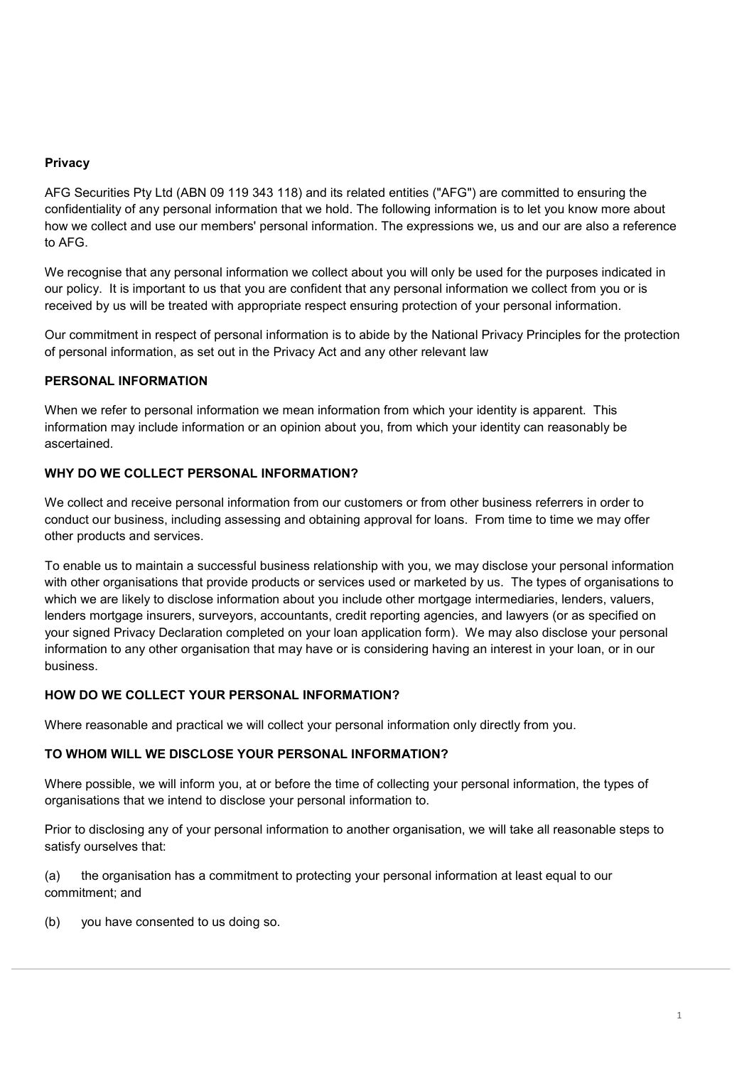## Privacy

AFG Securities Pty Ltd (ABN 09 119 343 118) and its related entities ("AFG") are committed to ensuring the confidentiality of any personal information that we hold. The following information is to let you know more about how we collect and use our members' personal information. The expressions we, us and our are also a reference to AFG.

We recognise that any personal information we collect about you will only be used for the purposes indicated in our policy. It is important to us that you are confident that any personal information we collect from you or is received by us will be treated with appropriate respect ensuring protection of your personal information.

Our commitment in respect of personal information is to abide by the National Privacy Principles for the protection of personal information, as set out in the Privacy Act and any other relevant law

### PERSONAL INFORMATION

When we refer to personal information we mean information from which your identity is apparent. This information may include information or an opinion about you, from which your identity can reasonably be ascertained.

### WHY DO WE COLLECT PERSONAL INFORMATION?

We collect and receive personal information from our customers or from other business referrers in order to conduct our business, including assessing and obtaining approval for loans. From time to time we may offer other products and services.

To enable us to maintain a successful business relationship with you, we may disclose your personal information with other organisations that provide products or services used or marketed by us. The types of organisations to which we are likely to disclose information about you include other mortgage intermediaries, lenders, valuers, lenders mortgage insurers, surveyors, accountants, credit reporting agencies, and lawyers (or as specified on your signed Privacy Declaration completed on your loan application form). We may also disclose your personal information to any other organisation that may have or is considering having an interest in your loan, or in our business.

### HOW DO WE COLLECT YOUR PERSONAL INFORMATION?

Where reasonable and practical we will collect your personal information only directly from you.

### TO WHOM WILL WE DISCLOSE YOUR PERSONAL INFORMATION?

Where possible, we will inform you, at or before the time of collecting your personal information, the types of organisations that we intend to disclose your personal information to.

Prior to disclosing any of your personal information to another organisation, we will take all reasonable steps to satisfy ourselves that:

(a) the organisation has a commitment to protecting your personal information at least equal to our commitment; and

(b) you have consented to us doing so.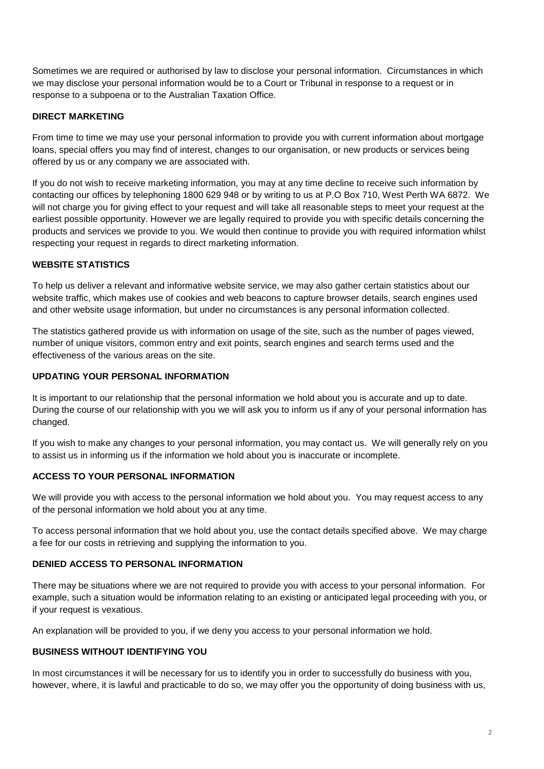Sometimes we are required or authorised by law to disclose your personal information. Circumstances in which we may disclose your personal information would be to a Court or Tribunal in response to a request or in response to a subpoena or to the Australian Taxation Office.

## DIRECT MARKETING

From time to time we may use your personal information to provide you with current information about mortgage loans, special offers you may find of interest, changes to our organisation, or new products or services being offered by us or any company we are associated with.

If you do not wish to receive marketing information, you may at any time decline to receive such information by contacting our offices by telephoning 1800 629 948 or by writing to us at P.O Box 710, West Perth WA 6872. We will not charge you for giving effect to your request and will take all reasonable steps to meet your request at the earliest possible opportunity. However we are legally required to provide you with specific details concerning the products and services we provide to you. We would then continue to provide you with required information whilst respecting your request in regards to direct marketing information.

## WEBSITE STATISTICS

To help us deliver a relevant and informative website service, we may also gather certain statistics about our website traffic, which makes use of cookies and web beacons to capture browser details, search engines used and other website usage information, but under no circumstances is any personal information collected.

The statistics gathered provide us with information on usage of the site, such as the number of pages viewed, number of unique visitors, common entry and exit points, search engines and search terms used and the effectiveness of the various areas on the site.

## UPDATING YOUR PERSONAL INFORMATION

It is important to our relationship that the personal information we hold about you is accurate and up to date. During the course of our relationship with you we will ask you to inform us if any of your personal information has changed.

If you wish to make any changes to your personal information, you may contact us. We will generally rely on you to assist us in informing us if the information we hold about you is inaccurate or incomplete.

## ACCESS TO YOUR PERSONAL INFORMATION

We will provide you with access to the personal information we hold about you. You may request access to any of the personal information we hold about you at any time.

To access personal information that we hold about you, use the contact details specified above. We may charge a fee for our costs in retrieving and supplying the information to you.

## DENIED ACCESS TO PERSONAL INFORMATION

There may be situations where we are not required to provide you with access to your personal information. For example, such a situation would be information relating to an existing or anticipated legal proceeding with you, or if your request is vexatious.

An explanation will be provided to you, if we deny you access to your personal information we hold.

## BUSINESS WITHOUT IDENTIFYING YOU

In most circumstances it will be necessary for us to identify you in order to successfully do business with you, however, where, it is lawful and practicable to do so, we may offer you the opportunity of doing business with us,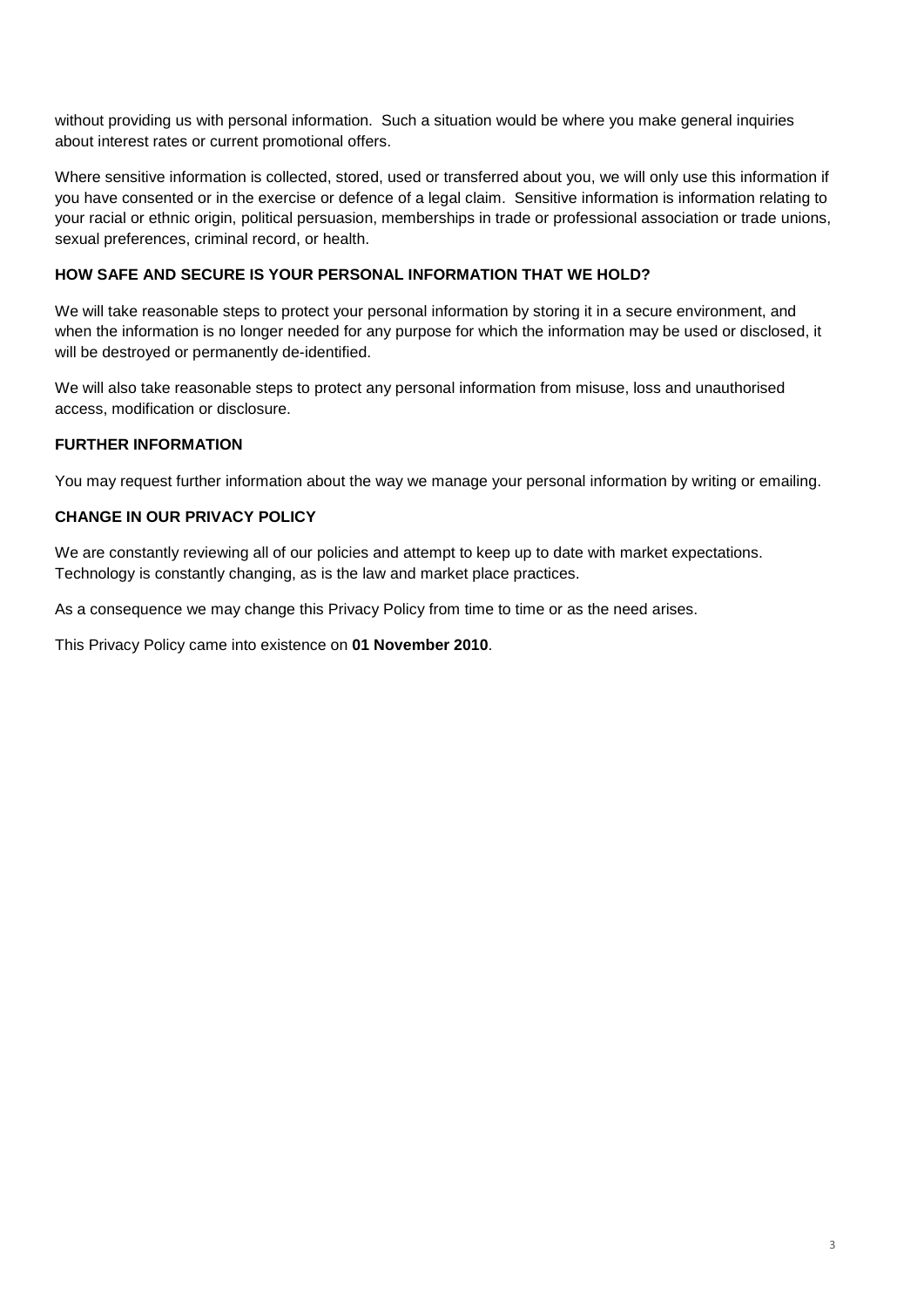without providing us with personal information. Such a situation would be where you make general inquiries about interest rates or current promotional offers.

Where sensitive information is collected, stored, used or transferred about you, we will only use this information if you have consented or in the exercise or defence of a legal claim. Sensitive information is information relating to your racial or ethnic origin, political persuasion, memberships in trade or professional association or trade unions, sexual preferences, criminal record, or health.

## HOW SAFE AND SECURE IS YOUR PERSONAL INFORMATION THAT WE HOLD?

We will take reasonable steps to protect your personal information by storing it in a secure environment, and when the information is no longer needed for any purpose for which the information may be used or disclosed, it will be destroyed or permanently de-identified.

We will also take reasonable steps to protect any personal information from misuse, loss and unauthorised access, modification or disclosure.

## FURTHER INFORMATION

You may request further information about the way we manage your personal information by writing or emailing.

## CHANGE IN OUR PRIVACY POLICY

We are constantly reviewing all of our policies and attempt to keep up to date with market expectations. Technology is constantly changing, as is the law and market place practices.

As a consequence we may change this Privacy Policy from time to time or as the need arises.

This Privacy Policy came into existence on **01 November 2010**.